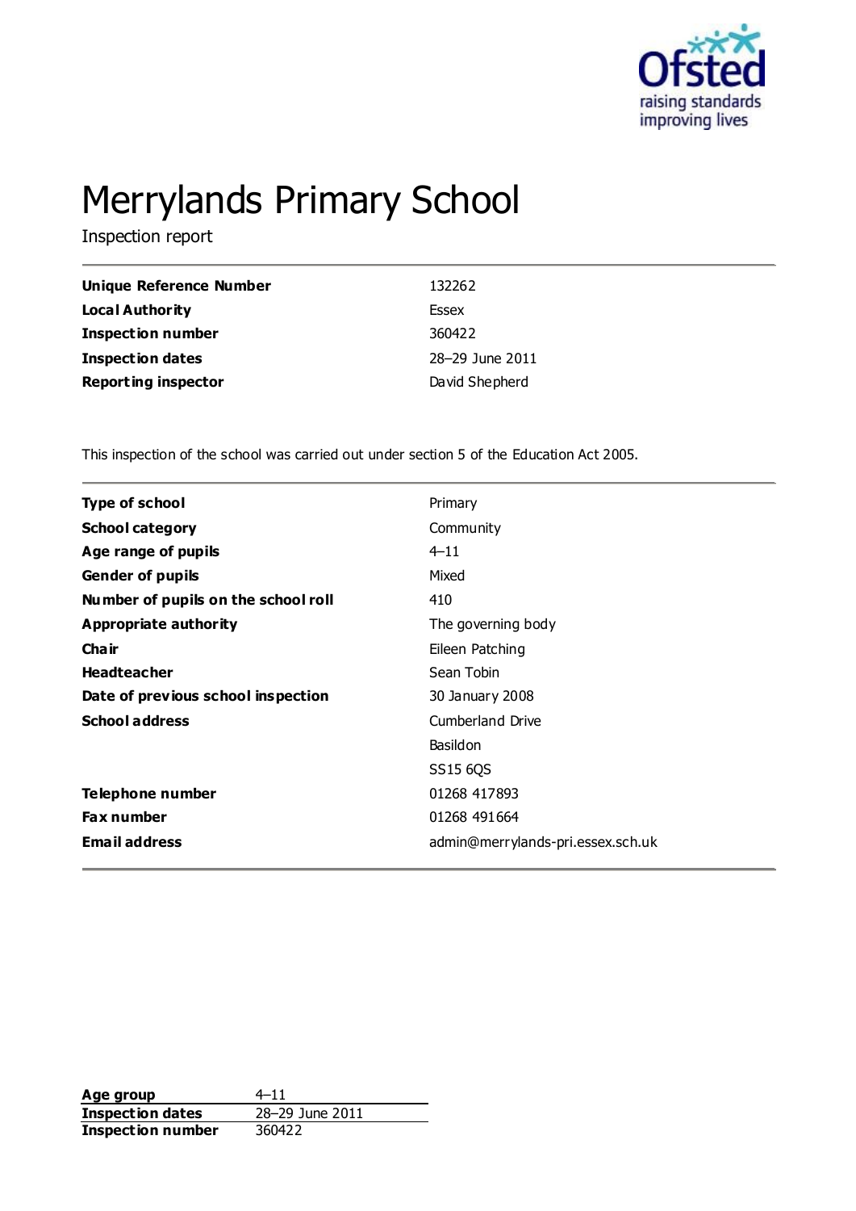# Merrylands Primary School

Inspection report

| | |
|---|---|
| **Unique Reference Number** | 132262 |
| **Local Authority** | Essex |
| **Inspection number** | 360422 |
| **Inspection dates** | 28–29 June 2011 |
| **Reporting inspector** | David Shepherd |

This inspection of the school was carried out under section 5 of the Education Act 2005.

| | |
|---|---|
| **Type of school** | Primary |
| **School category** | Community |
| **Age range of pupils** | 4–11 |
| **Gender of pupils** | Mixed |
| **Number of pupils on the school roll** | 410 |
| **Appropriate authority** | The governing body |
| **Chair** | Eileen Patching |
| **Headteacher** | Sean Tobin |
| **Date of previous school inspection** | 30 January 2008 |
| **School address** | Cumberland Drive<br>Basildon<br>SS15 6QS |
| **Telephone number** | 01268 417893 |
| **Fax number** | 01268 491664 |
| **Email address** | admin@merrylands-pri.essex.sch.uk |

| | |
|---|---|
| **Age group** | 4–11 |
| **Inspection dates** | 28–29 June 2011 |
| **Inspection number** | 360422 |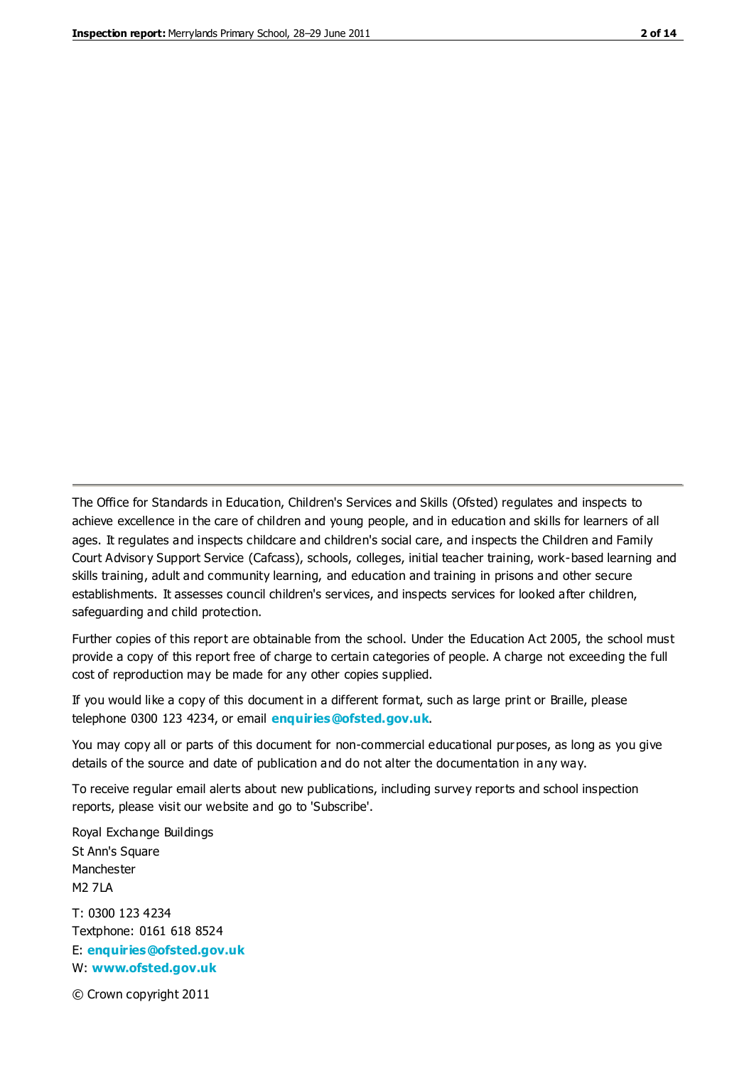The Office for Standards in Education, Children's Services and Skills (Ofsted) regulates and inspects to achieve excellence in the care of children and young people, and in education and skills for learners of all ages. It regulates and inspects childcare and children's social care, and inspects the Children and Family Court Advisory Support Service (Cafcass), schools, colleges, initial teacher training, work-based learning and skills training, adult and community learning, and education and training in prisons and other secure establishments. It assesses council children's services, and inspects services for looked after children, safeguarding and child protection.

Further copies of this report are obtainable from the school. Under the Education Act 2005, the school must provide a copy of this report free of charge to certain categories of people. A charge not exceeding the full cost of reproduction may be made for any other copies supplied.

If you would like a copy of this document in a different format, such as large print or Braille, please telephone 0300 123 4234, or email **enquiries@ofsted.gov.uk**.

You may copy all or parts of this document for non-commercial educational purposes, as long as you give details of the source and date of publication and do not alter the documentation in any way.

To receive regular email alerts about new publications, including survey reports and school inspection reports, please visit our website and go to 'Subscribe'.

Royal Exchange Buildings
St Ann's Square
Manchester
M2 7LA

T: 0300 123 4234
Textphone: 0161 618 8524
E: **enquiries@ofsted.gov.uk**
W: **www.ofsted.gov.uk**

© Crown copyright 2011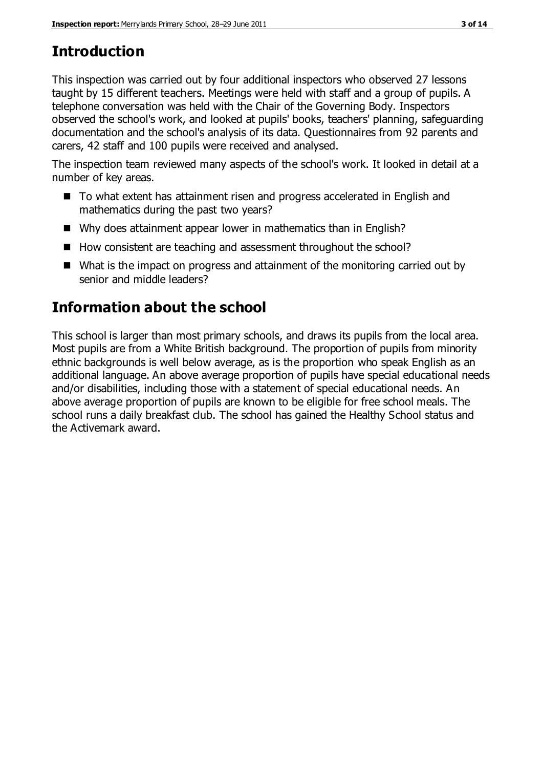# Introduction

This inspection was carried out by four additional inspectors who observed 27 lessons taught by 15 different teachers. Meetings were held with staff and a group of pupils. A telephone conversation was held with the Chair of the Governing Body. Inspectors observed the school's work, and looked at pupils' books, teachers' planning, safeguarding documentation and the school's analysis of its data. Questionnaires from 92 parents and carers, 42 staff and 100 pupils were received and analysed.

The inspection team reviewed many aspects of the school's work. It looked in detail at a number of key areas.

- To what extent has attainment risen and progress accelerated in English and mathematics during the past two years?
- Why does attainment appear lower in mathematics than in English?
- How consistent are teaching and assessment throughout the school?
- What is the impact on progress and attainment of the monitoring carried out by senior and middle leaders?

# Information about the school

This school is larger than most primary schools, and draws its pupils from the local area. Most pupils are from a White British background. The proportion of pupils from minority ethnic backgrounds is well below average, as is the proportion who speak English as an additional language. An above average proportion of pupils have special educational needs and/or disabilities, including those with a statement of special educational needs. An above average proportion of pupils are known to be eligible for free school meals. The school runs a daily breakfast club. The school has gained the Healthy School status and the Activemark award.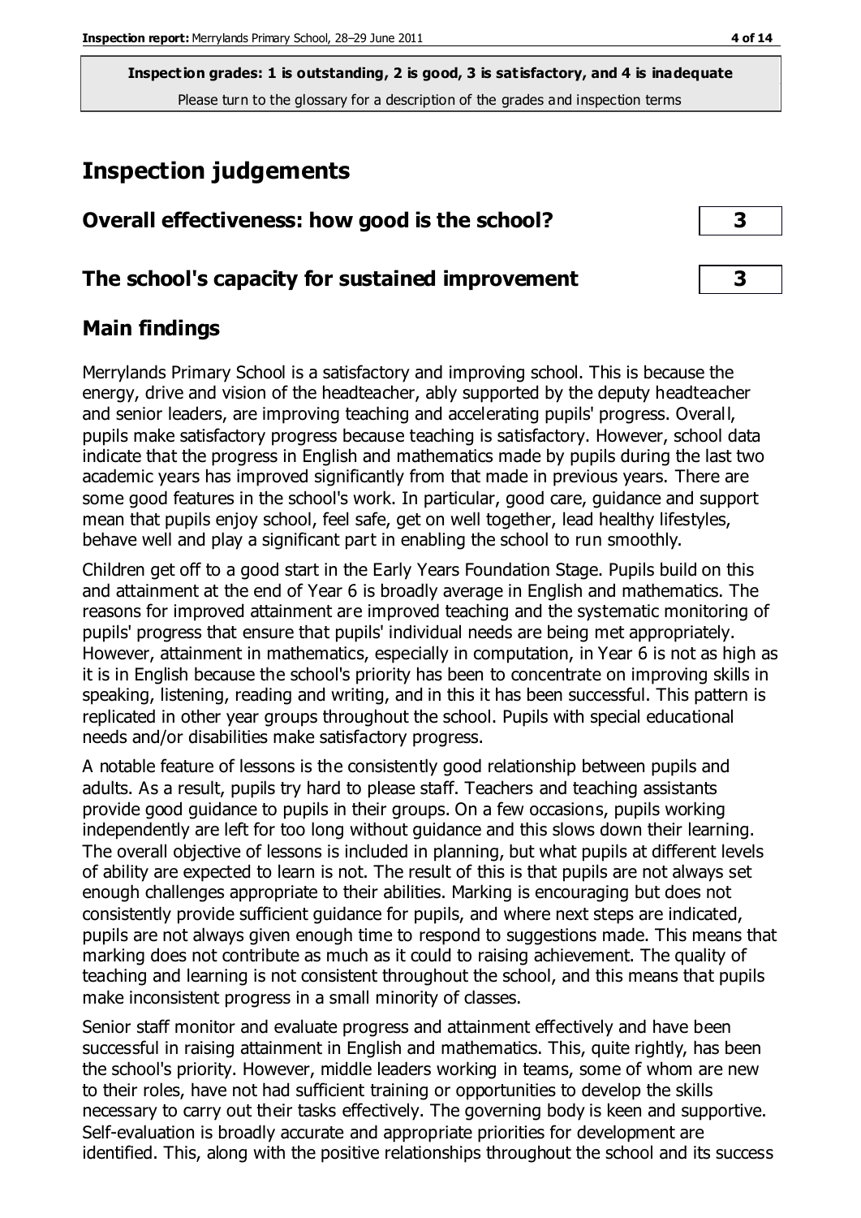**Inspection grades: 1 is outstanding, 2 is good, 3 is satisfactory, and 4 is inadequate**
Please turn to the glossary for a description of the grades and inspection terms

# Inspection judgements

| Overall effectiveness: how good is the school? | 3 |
|---|---|
| **The school's capacity for sustained improvement** | **3** |

## Main findings

Merrylands Primary School is a satisfactory and improving school. This is because the energy, drive and vision of the headteacher, ably supported by the deputy headteacher and senior leaders, are improving teaching and accelerating pupils' progress. Overall, pupils make satisfactory progress because teaching is satisfactory. However, school data indicate that the progress in English and mathematics made by pupils during the last two academic years has improved significantly from that made in previous years. There are some good features in the school's work. In particular, good care, guidance and support mean that pupils enjoy school, feel safe, get on well together, lead healthy lifestyles, behave well and play a significant part in enabling the school to run smoothly.

Children get off to a good start in the Early Years Foundation Stage. Pupils build on this and attainment at the end of Year 6 is broadly average in English and mathematics. The reasons for improved attainment are improved teaching and the systematic monitoring of pupils' progress that ensure that pupils' individual needs are being met appropriately. However, attainment in mathematics, especially in computation, in Year 6 is not as high as it is in English because the school's priority has been to concentrate on improving skills in speaking, listening, reading and writing, and in this it has been successful. This pattern is replicated in other year groups throughout the school. Pupils with special educational needs and/or disabilities make satisfactory progress.

A notable feature of lessons is the consistently good relationship between pupils and adults. As a result, pupils try hard to please staff. Teachers and teaching assistants provide good guidance to pupils in their groups. On a few occasions, pupils working independently are left for too long without guidance and this slows down their learning. The overall objective of lessons is included in planning, but what pupils at different levels of ability are expected to learn is not. The result of this is that pupils are not always set enough challenges appropriate to their abilities. Marking is encouraging but does not consistently provide sufficient guidance for pupils, and where next steps are indicated, pupils are not always given enough time to respond to suggestions made. This means that marking does not contribute as much as it could to raising achievement. The quality of teaching and learning is not consistent throughout the school, and this means that pupils make inconsistent progress in a small minority of classes.

Senior staff monitor and evaluate progress and attainment effectively and have been successful in raising attainment in English and mathematics. This, quite rightly, has been the school's priority. However, middle leaders working in teams, some of whom are new to their roles, have not had sufficient training or opportunities to develop the skills necessary to carry out their tasks effectively. The governing body is keen and supportive. Self-evaluation is broadly accurate and appropriate priorities for development are identified. This, along with the positive relationships throughout the school and its success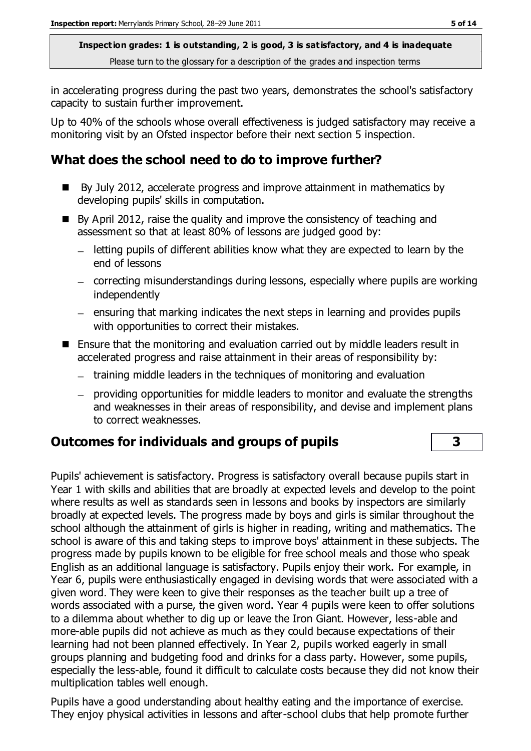in accelerating progress during the past two years, demonstrates the school's satisfactory capacity to sustain further improvement.

Up to 40% of the schools whose overall effectiveness is judged satisfactory may receive a monitoring visit by an Ofsted inspector before their next section 5 inspection.

## What does the school need to do to improve further?

- By July 2012, accelerate progress and improve attainment in mathematics by developing pupils' skills in computation.
- By April 2012, raise the quality and improve the consistency of teaching and assessment so that at least 80% of lessons are judged good by:
  - letting pupils of different abilities know what they are expected to learn by the end of lessons
  - correcting misunderstandings during lessons, especially where pupils are working independently
  - ensuring that marking indicates the next steps in learning and provides pupils with opportunities to correct their mistakes.
- Ensure that the monitoring and evaluation carried out by middle leaders result in accelerated progress and raise attainment in their areas of responsibility by:
  - training middle leaders in the techniques of monitoring and evaluation
  - providing opportunities for middle leaders to monitor and evaluate the strengths and weaknesses in their areas of responsibility, and devise and implement plans to correct weaknesses.

## Outcomes for individuals and groups of pupils — 3

Pupils' achievement is satisfactory. Progress is satisfactory overall because pupils start in Year 1 with skills and abilities that are broadly at expected levels and develop to the point where results as well as standards seen in lessons and books by inspectors are similarly broadly at expected levels. The progress made by boys and girls is similar throughout the school although the attainment of girls is higher in reading, writing and mathematics. The school is aware of this and taking steps to improve boys' attainment in these subjects. The progress made by pupils known to be eligible for free school meals and those who speak English as an additional language is satisfactory. Pupils enjoy their work. For example, in Year 6, pupils were enthusiastically engaged in devising words that were associated with a given word. They were keen to give their responses as the teacher built up a tree of words associated with a purse, the given word. Year 4 pupils were keen to offer solutions to a dilemma about whether to dig up or leave the Iron Giant. However, less-able and more-able pupils did not achieve as much as they could because expectations of their learning had not been planned effectively. In Year 2, pupils worked eagerly in small groups planning and budgeting food and drinks for a class party. However, some pupils, especially the less-able, found it difficult to calculate costs because they did not know their multiplication tables well enough.

Pupils have a good understanding about healthy eating and the importance of exercise. They enjoy physical activities in lessons and after-school clubs that help promote further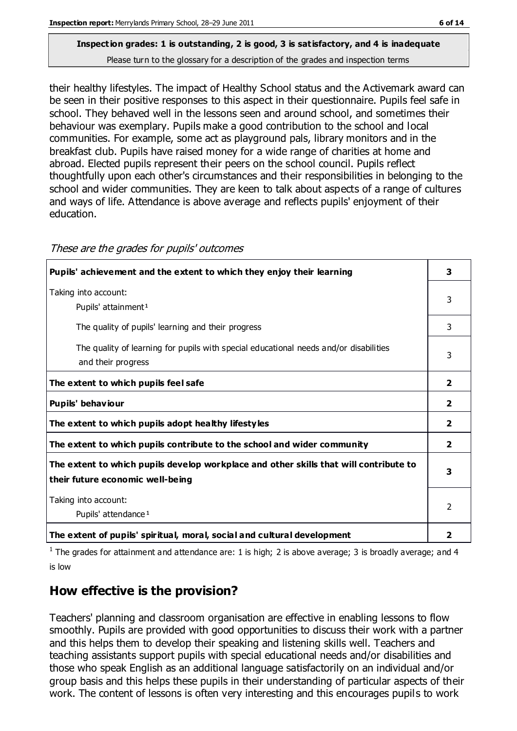**Inspection grades: 1 is outstanding, 2 is good, 3 is satisfactory, and 4 is inadequate**
Please turn to the glossary for a description of the grades and inspection terms

their healthy lifestyles. The impact of Healthy School status and the Activemark award can be seen in their positive responses to this aspect in their questionnaire. Pupils feel safe in school. They behaved well in the lessons seen and around school, and sometimes their behaviour was exemplary. Pupils make a good contribution to the school and local communities. For example, some act as playground pals, library monitors and in the breakfast club. Pupils have raised money for a wide range of charities at home and abroad. Elected pupils represent their peers on the school council. Pupils reflect thoughtfully upon each other's circumstances and their responsibilities in belonging to the school and wider communities. They are keen to talk about aspects of a range of cultures and ways of life. Attendance is above average and reflects pupils' enjoyment of their education.

*These are the grades for pupils' outcomes*

| | |
|---|---|
| **Pupils' achievement and the extent to which they enjoy their learning** | **3** |
| Taking into account: Pupils' attainment[1] | 3 |
| The quality of pupils' learning and their progress | 3 |
| The quality of learning for pupils with special educational needs and/or disabilities and their progress | 3 |
| **The extent to which pupils feel safe** | **2** |
| **Pupils' behaviour** | **2** |
| **The extent to which pupils adopt healthy lifestyles** | **2** |
| **The extent to which pupils contribute to the school and wider community** | **2** |
| **The extent to which pupils develop workplace and other skills that will contribute to their future economic well-being** | **3** |
| Taking into account: Pupils' attendance[1] | 2 |
| **The extent of pupils' spiritual, moral, social and cultural development** | **2** |

[1] The grades for attainment and attendance are: 1 is high; 2 is above average; 3 is broadly average; and 4 is low

## How effective is the provision?

Teachers' planning and classroom organisation are effective in enabling lessons to flow smoothly. Pupils are provided with good opportunities to discuss their work with a partner and this helps them to develop their speaking and listening skills well. Teachers and teaching assistants support pupils with special educational needs and/or disabilities and those who speak English as an additional language satisfactorily on an individual and/or group basis and this helps these pupils in their understanding of particular aspects of their work. The content of lessons is often very interesting and this encourages pupils to work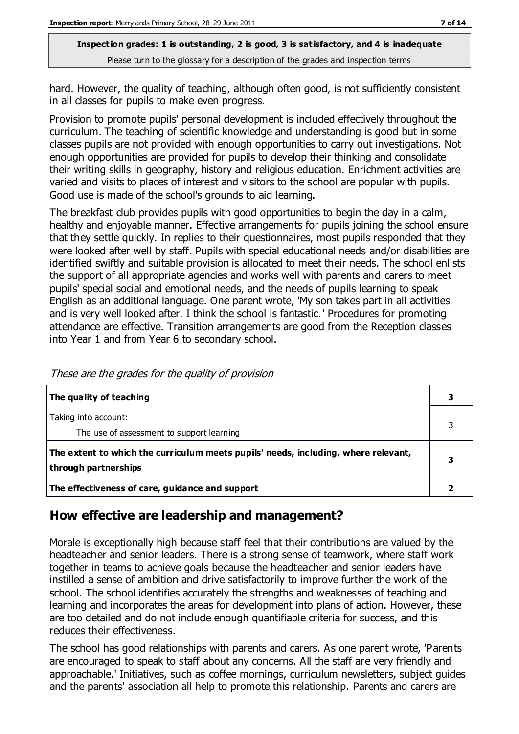hard. However, the quality of teaching, although often good, is not sufficiently consistent in all classes for pupils to make even progress.

Provision to promote pupils' personal development is included effectively throughout the curriculum. The teaching of scientific knowledge and understanding is good but in some classes pupils are not provided with enough opportunities to carry out investigations. Not enough opportunities are provided for pupils to develop their thinking and consolidate their writing skills in geography, history and religious education. Enrichment activities are varied and visits to places of interest and visitors to the school are popular with pupils. Good use is made of the school's grounds to aid learning.

The breakfast club provides pupils with good opportunities to begin the day in a calm, healthy and enjoyable manner. Effective arrangements for pupils joining the school ensure that they settle quickly. In replies to their questionnaires, most pupils responded that they were looked after well by staff. Pupils with special educational needs and/or disabilities are identified swiftly and suitable provision is allocated to meet their needs. The school enlists the support of all appropriate agencies and works well with parents and carers to meet pupils' special social and emotional needs, and the needs of pupils learning to speak English as an additional language. One parent wrote, 'My son takes part in all activities and is very well looked after. I think the school is fantastic.' Procedures for promoting attendance are effective. Transition arrangements are good from the Reception classes into Year 1 and from Year 6 to secondary school.

*These are the grades for the quality of provision*

| | |
|---|---|
| **The quality of teaching** | **3** |
| Taking into account:<br>The use of assessment to support learning | 3 |
| **The extent to which the curriculum meets pupils' needs, including, where relevant, through partnerships** | **3** |
| **The effectiveness of care, guidance and support** | **2** |

## How effective are leadership and management?

Morale is exceptionally high because staff feel that their contributions are valued by the headteacher and senior leaders. There is a strong sense of teamwork, where staff work together in teams to achieve goals because the headteacher and senior leaders have instilled a sense of ambition and drive satisfactorily to improve further the work of the school. The school identifies accurately the strengths and weaknesses of teaching and learning and incorporates the areas for development into plans of action. However, these are too detailed and do not include enough quantifiable criteria for success, and this reduces their effectiveness.

The school has good relationships with parents and carers. As one parent wrote, 'Parents are encouraged to speak to staff about any concerns. All the staff are very friendly and approachable.' Initiatives, such as coffee mornings, curriculum newsletters, subject guides and the parents' association all help to promote this relationship. Parents and carers are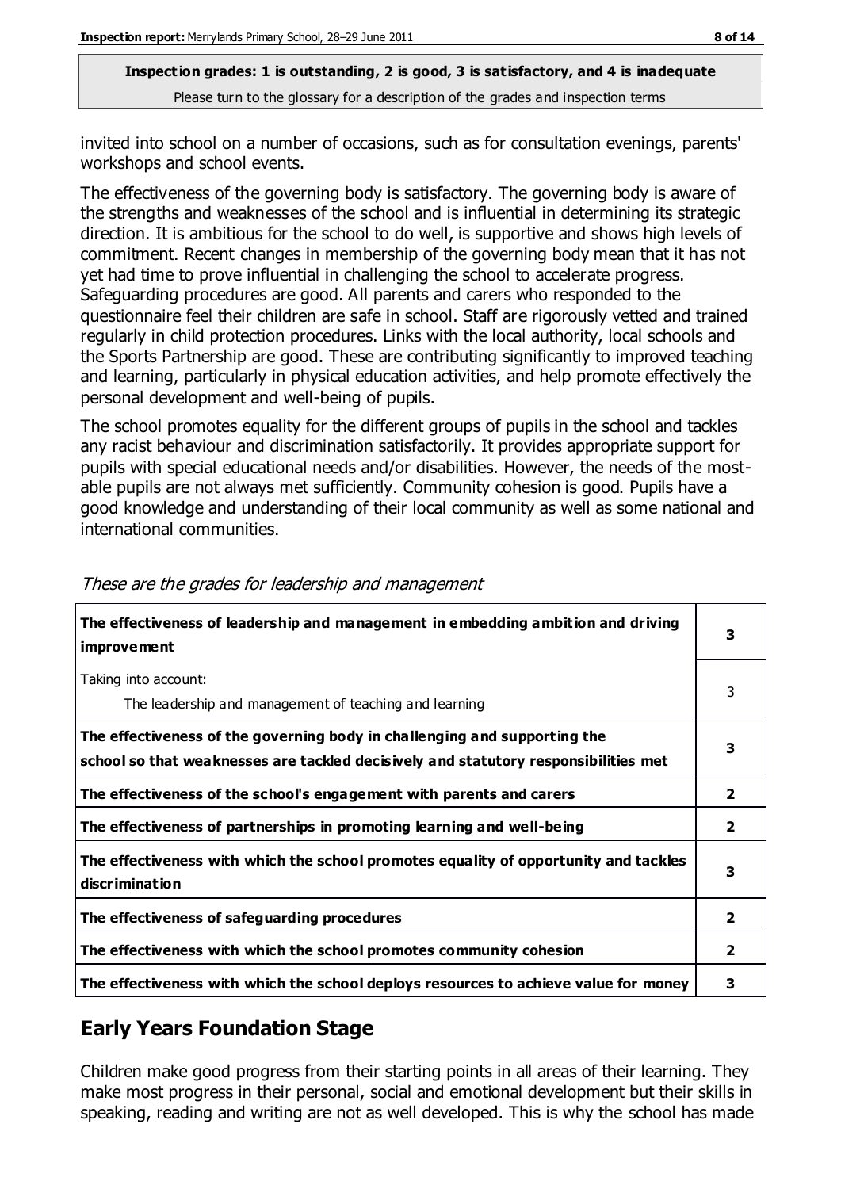invited into school on a number of occasions, such as for consultation evenings, parents' workshops and school events.

The effectiveness of the governing body is satisfactory. The governing body is aware of the strengths and weaknesses of the school and is influential in determining its strategic direction. It is ambitious for the school to do well, is supportive and shows high levels of commitment. Recent changes in membership of the governing body mean that it has not yet had time to prove influential in challenging the school to accelerate progress. Safeguarding procedures are good. All parents and carers who responded to the questionnaire feel their children are safe in school. Staff are rigorously vetted and trained regularly in child protection procedures. Links with the local authority, local schools and the Sports Partnership are good. These are contributing significantly to improved teaching and learning, particularly in physical education activities, and help promote effectively the personal development and well-being of pupils.

The school promotes equality for the different groups of pupils in the school and tackles any racist behaviour and discrimination satisfactorily. It provides appropriate support for pupils with special educational needs and/or disabilities. However, the needs of the most-able pupils are not always met sufficiently. Community cohesion is good. Pupils have a good knowledge and understanding of their local community as well as some national and international communities.

*These are the grades for leadership and management*

| | |
|---|---|
| **The effectiveness of leadership and management in embedding ambition and driving improvement** | **3** |
| Taking into account:<br>The leadership and management of teaching and learning | 3 |
| **The effectiveness of the governing body in challenging and supporting the school so that weaknesses are tackled decisively and statutory responsibilities met** | **3** |
| **The effectiveness of the school's engagement with parents and carers** | **2** |
| **The effectiveness of partnerships in promoting learning and well-being** | **2** |
| **The effectiveness with which the school promotes equality of opportunity and tackles discrimination** | **3** |
| **The effectiveness of safeguarding procedures** | **2** |
| **The effectiveness with which the school promotes community cohesion** | **2** |
| **The effectiveness with which the school deploys resources to achieve value for money** | **3** |

## Early Years Foundation Stage

Children make good progress from their starting points in all areas of their learning. They make most progress in their personal, social and emotional development but their skills in speaking, reading and writing are not as well developed. This is why the school has made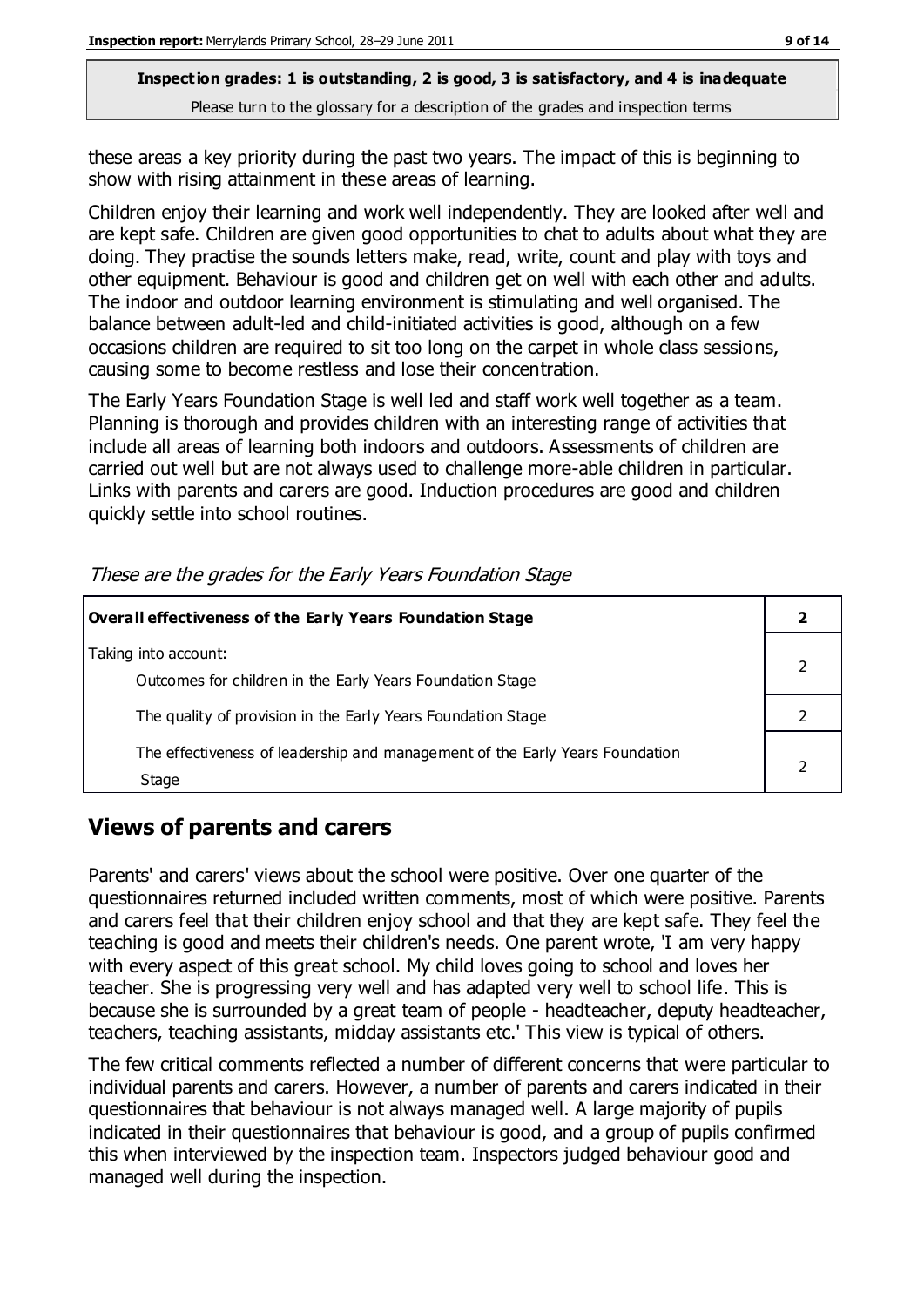**Inspection grades: 1 is outstanding, 2 is good, 3 is satisfactory, and 4 is inadequate**
Please turn to the glossary for a description of the grades and inspection terms

these areas a key priority during the past two years. The impact of this is beginning to show with rising attainment in these areas of learning.

Children enjoy their learning and work well independently. They are looked after well and are kept safe. Children are given good opportunities to chat to adults about what they are doing. They practise the sounds letters make, read, write, count and play with toys and other equipment. Behaviour is good and children get on well with each other and adults. The indoor and outdoor learning environment is stimulating and well organised. The balance between adult-led and child-initiated activities is good, although on a few occasions children are required to sit too long on the carpet in whole class sessions, causing some to become restless and lose their concentration.

The Early Years Foundation Stage is well led and staff work well together as a team. Planning is thorough and provides children with an interesting range of activities that include all areas of learning both indoors and outdoors. Assessments of children are carried out well but are not always used to challenge more-able children in particular. Links with parents and carers are good. Induction procedures are good and children quickly settle into school routines.

*These are the grades for the Early Years Foundation Stage*

| **Overall effectiveness of the Early Years Foundation Stage** | **2** |
|---|---|
| Taking into account:<br>Outcomes for children in the Early Years Foundation Stage | 2 |
| The quality of provision in the Early Years Foundation Stage | 2 |
| The effectiveness of leadership and management of the Early Years Foundation Stage | 2 |

## Views of parents and carers

Parents' and carers' views about the school were positive. Over one quarter of the questionnaires returned included written comments, most of which were positive. Parents and carers feel that their children enjoy school and that they are kept safe. They feel the teaching is good and meets their children's needs. One parent wrote, 'I am very happy with every aspect of this great school. My child loves going to school and loves her teacher. She is progressing very well and has adapted very well to school life. This is because she is surrounded by a great team of people - headteacher, deputy headteacher, teachers, teaching assistants, midday assistants etc.' This view is typical of others.

The few critical comments reflected a number of different concerns that were particular to individual parents and carers. However, a number of parents and carers indicated in their questionnaires that behaviour is not always managed well. A large majority of pupils indicated in their questionnaires that behaviour is good, and a group of pupils confirmed this when interviewed by the inspection team. Inspectors judged behaviour good and managed well during the inspection.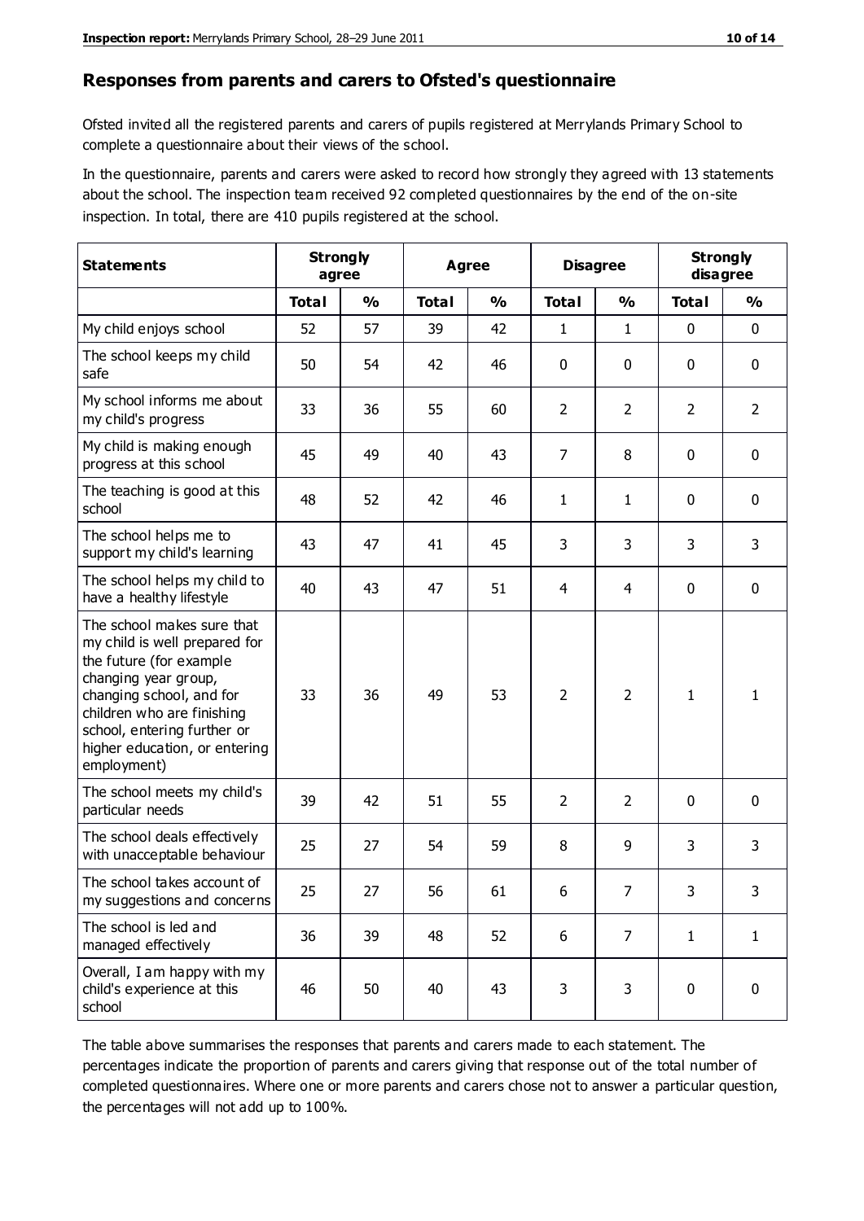## Responses from parents and carers to Ofsted's questionnaire

Ofsted invited all the registered parents and carers of pupils registered at Merrylands Primary School to complete a questionnaire about their views of the school.

In the questionnaire, parents and carers were asked to record how strongly they agreed with 13 statements about the school. The inspection team received 92 completed questionnaires by the end of the on-site inspection. In total, there are 410 pupils registered at the school.

| Statements | Strongly agree | | Agree | | Disagree | | Strongly disagree | |
|---|---|---|---|---|---|---|---|---|
| | Total | % | Total | % | Total | % | Total | % |
| My child enjoys school | 52 | 57 | 39 | 42 | 1 | 1 | 0 | 0 |
| The school keeps my child safe | 50 | 54 | 42 | 46 | 0 | 0 | 0 | 0 |
| My school informs me about my child's progress | 33 | 36 | 55 | 60 | 2 | 2 | 2 | 2 |
| My child is making enough progress at this school | 45 | 49 | 40 | 43 | 7 | 8 | 0 | 0 |
| The teaching is good at this school | 48 | 52 | 42 | 46 | 1 | 1 | 0 | 0 |
| The school helps me to support my child's learning | 43 | 47 | 41 | 45 | 3 | 3 | 3 | 3 |
| The school helps my child to have a healthy lifestyle | 40 | 43 | 47 | 51 | 4 | 4 | 0 | 0 |
| The school makes sure that my child is well prepared for the future (for example changing year group, changing school, and for children who are finishing school, entering further or higher education, or entering employment) | 33 | 36 | 49 | 53 | 2 | 2 | 1 | 1 |
| The school meets my child's particular needs | 39 | 42 | 51 | 55 | 2 | 2 | 0 | 0 |
| The school deals effectively with unacceptable behaviour | 25 | 27 | 54 | 59 | 8 | 9 | 3 | 3 |
| The school takes account of my suggestions and concerns | 25 | 27 | 56 | 61 | 6 | 7 | 3 | 3 |
| The school is led and managed effectively | 36 | 39 | 48 | 52 | 6 | 7 | 1 | 1 |
| Overall, I am happy with my child's experience at this school | 46 | 50 | 40 | 43 | 3 | 3 | 0 | 0 |

The table above summarises the responses that parents and carers made to each statement. The percentages indicate the proportion of parents and carers giving that response out of the total number of completed questionnaires. Where one or more parents and carers chose not to answer a particular question, the percentages will not add up to 100%.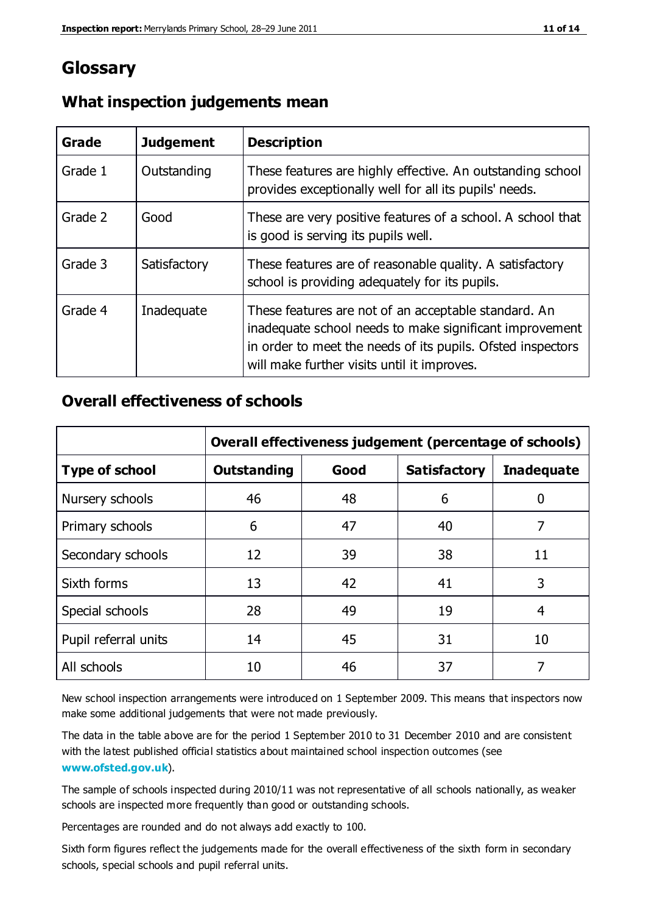# Glossary

## What inspection judgements mean

| Grade | Judgement | Description |
|---|---|---|
| Grade 1 | Outstanding | These features are highly effective. An outstanding school provides exceptionally well for all its pupils' needs. |
| Grade 2 | Good | These are very positive features of a school. A school that is good is serving its pupils well. |
| Grade 3 | Satisfactory | These features are of reasonable quality. A satisfactory school is providing adequately for its pupils. |
| Grade 4 | Inadequate | These features are not of an acceptable standard. An inadequate school needs to make significant improvement in order to meet the needs of its pupils. Ofsted inspectors will make further visits until it improves. |

## Overall effectiveness of schools

| | Overall effectiveness judgement (percentage of schools) | | | |
|---|---|---|---|---|
| **Type of school** | **Outstanding** | **Good** | **Satisfactory** | **Inadequate** |
| Nursery schools | 46 | 48 | 6 | 0 |
| Primary schools | 6 | 47 | 40 | 7 |
| Secondary schools | 12 | 39 | 38 | 11 |
| Sixth forms | 13 | 42 | 41 | 3 |
| Special schools | 28 | 49 | 19 | 4 |
| Pupil referral units | 14 | 45 | 31 | 10 |
| All schools | 10 | 46 | 37 | 7 |

New school inspection arrangements were introduced on 1 September 2009. This means that inspectors now make some additional judgements that were not made previously.

The data in the table above are for the period 1 September 2010 to 31 December 2010 and are consistent with the latest published official statistics about maintained school inspection outcomes (see **www.ofsted.gov.uk**).

The sample of schools inspected during 2010/11 was not representative of all schools nationally, as weaker schools are inspected more frequently than good or outstanding schools.

Percentages are rounded and do not always add exactly to 100.

Sixth form figures reflect the judgements made for the overall effectiveness of the sixth form in secondary schools, special schools and pupil referral units.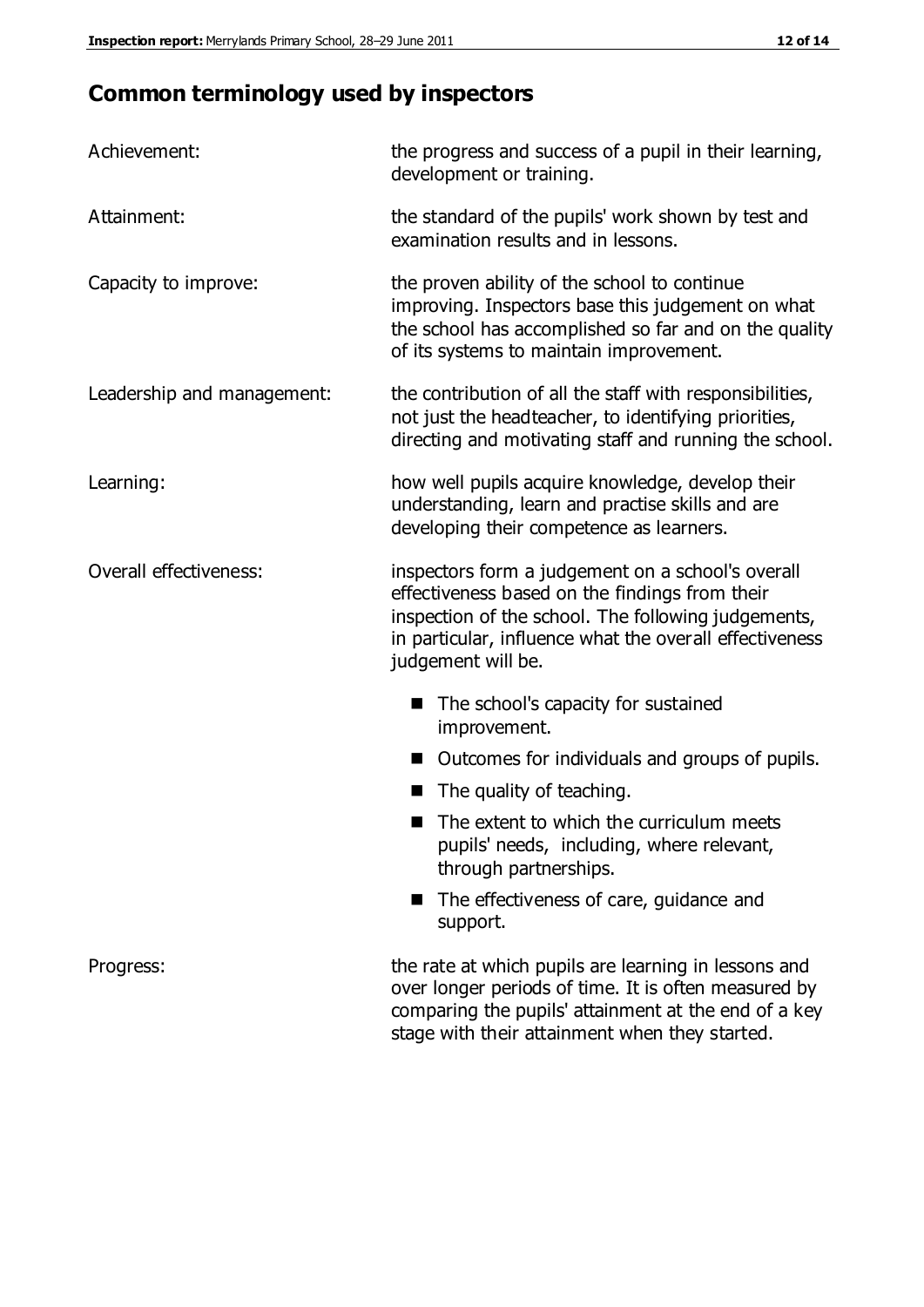## Common terminology used by inspectors

| | |
|---|---|
| Achievement: | the progress and success of a pupil in their learning, development or training. |
| Attainment: | the standard of the pupils' work shown by test and examination results and in lessons. |
| Capacity to improve: | the proven ability of the school to continue improving. Inspectors base this judgement on what the school has accomplished so far and on the quality of its systems to maintain improvement. |
| Leadership and management: | the contribution of all the staff with responsibilities, not just the headteacher, to identifying priorities, directing and motivating staff and running the school. |
| Learning: | how well pupils acquire knowledge, develop their understanding, learn and practise skills and are developing their competence as learners. |
| Overall effectiveness: | inspectors form a judgement on a school's overall effectiveness based on the findings from their inspection of the school. The following judgements, in particular, influence what the overall effectiveness judgement will be. |

- The school's capacity for sustained improvement.
- Outcomes for individuals and groups of pupils.
- The quality of teaching.
- The extent to which the curriculum meets pupils' needs, including, where relevant, through partnerships.
- The effectiveness of care, guidance and support.

| | |
|---|---|
| Progress: | the rate at which pupils are learning in lessons and over longer periods of time. It is often measured by comparing the pupils' attainment at the end of a key stage with their attainment when they started. |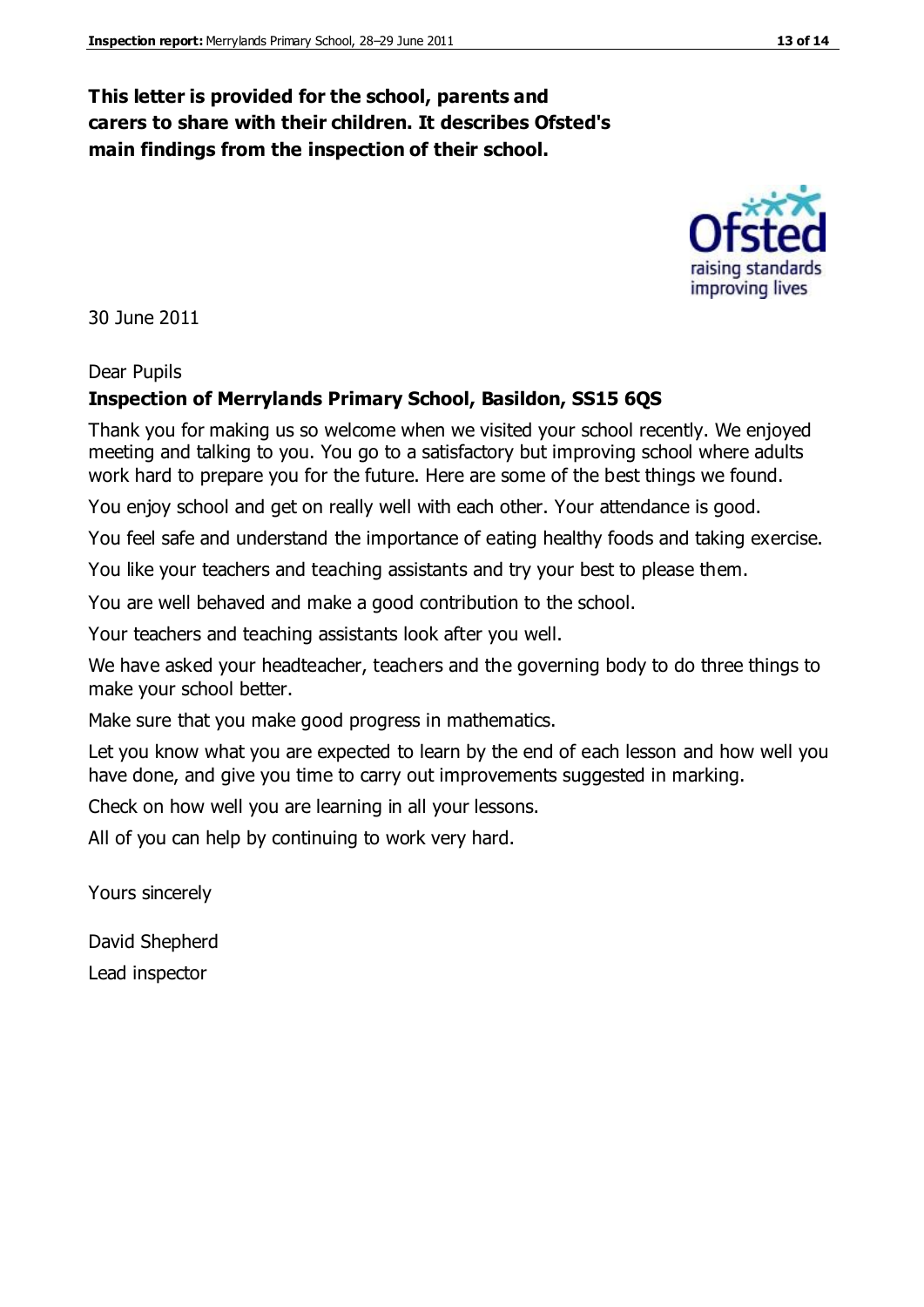**This letter is provided for the school, parents and carers to share with their children. It describes Ofsted's main findings from the inspection of their school.**

30 June 2011

Dear Pupils

**Inspection of Merrylands Primary School, Basildon, SS15 6QS**

Thank you for making us so welcome when we visited your school recently. We enjoyed meeting and talking to you. You go to a satisfactory but improving school where adults work hard to prepare you for the future. Here are some of the best things we found.

You enjoy school and get on really well with each other. Your attendance is good.

You feel safe and understand the importance of eating healthy foods and taking exercise.

You like your teachers and teaching assistants and try your best to please them.

You are well behaved and make a good contribution to the school.

Your teachers and teaching assistants look after you well.

We have asked your headteacher, teachers and the governing body to do three things to make your school better.

Make sure that you make good progress in mathematics.

Let you know what you are expected to learn by the end of each lesson and how well you have done, and give you time to carry out improvements suggested in marking.

Check on how well you are learning in all your lessons.

All of you can help by continuing to work very hard.

Yours sincerely

David Shepherd

Lead inspector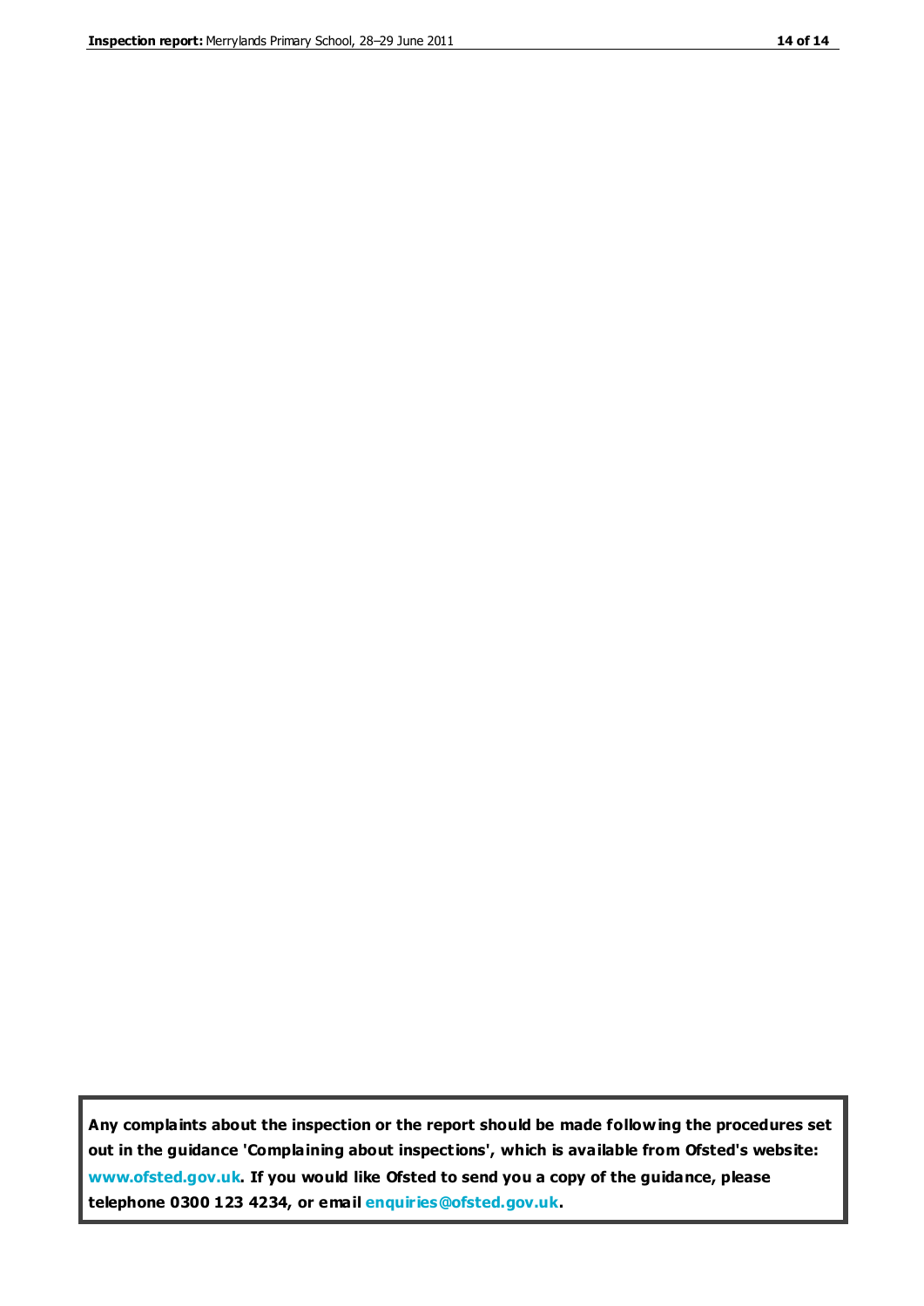**Any complaints about the inspection or the report should be made following the procedures set out in the guidance 'Complaining about inspections', which is available from Ofsted's website: www.ofsted.gov.uk. If you would like Ofsted to send you a copy of the guidance, please telephone 0300 123 4234, or email enquiries@ofsted.gov.uk.**